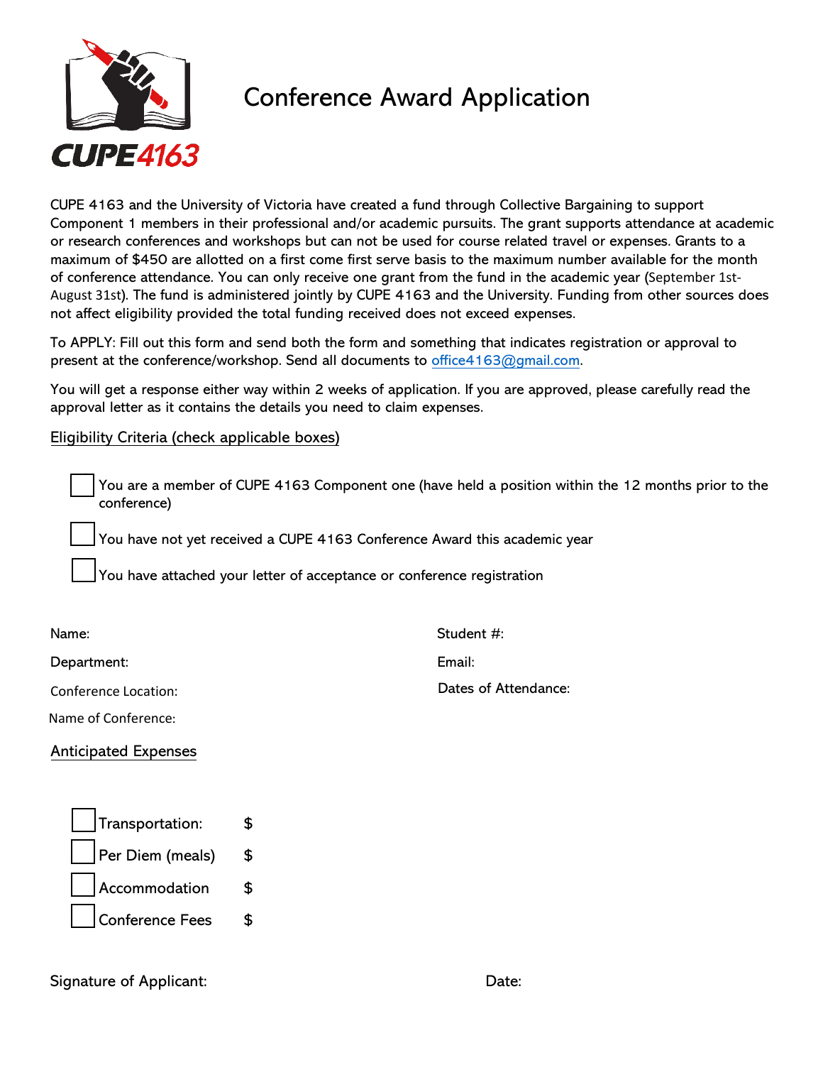CUPE4163

# Conference Award Application

CUPE 4163 and the University of Victoria have created a fund through Collective Bargaining to support Component 1 members in their professional and/or academic pursuits. The grant supports attendance at academic or research conferences and workshops but can not be used for course related travel or expenses. Grants to a maximum of $450 are allotted on a first come first serve basis to the maximum number available for the month of conference attendance. You can only receive one grant from the fund in the academic year (September 1st-August 31st). The fund is administered jointly by CUPE 4163 and the University. Funding from other sources does not affect eligibility provided the total funding received does not exceed expenses.

To APPLY: Fill out this form and send both the form and something that indicates registration or approval to present at the conference/workshop. Send all documents to office4163@gmail.com.

You will get a response either way within 2 weeks of application. If you are approved, please carefully read the approval letter as it contains the details you need to claim expenses.

## Eligibility Criteria (check applicable boxes)

- ☐ You are a member of CUPE 4163 Component one (have held a position within the 12 months prior to the conference)
- ☐ You have not yet received a CUPE 4163 Conference Award this academic year
- ☐ You have attached your letter of acceptance or conference registration

Name:

Student #:

Department:

Email:

Conference Location:

Dates of Attendance:

Name of Conference:

## Anticipated Expenses

- ☐ Transportation: $
- ☐ Per Diem (meals) $
- ☐ Accommodation $
- ☐ Conference Fees $

Signature of Applicant:

Date: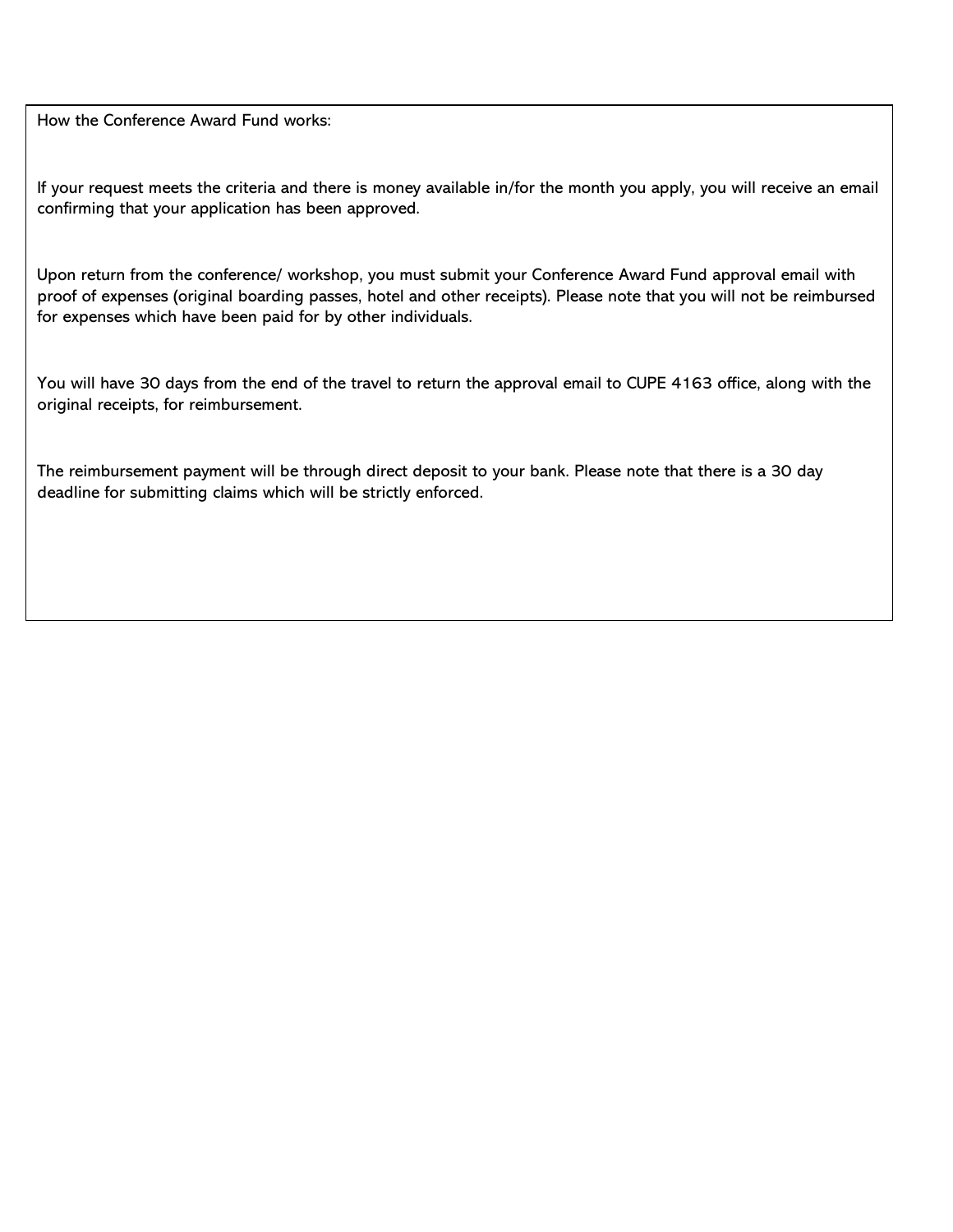How the Conference Award Fund works:

If your request meets the criteria and there is money available in/for the month you apply, you will receive an email confirming that your application has been approved.

Upon return from the conference/ workshop, you must submit your Conference Award Fund approval email with proof of expenses (original boarding passes, hotel and other receipts). Please note that you will not be reimbursed for expenses which have been paid for by other individuals.

You will have 30 days from the end of the travel to return the approval email to CUPE 4163 office, along with the original receipts, for reimbursement.

The reimbursement payment will be through direct deposit to your bank. Please note that there is a 30 day deadline for submitting claims which will be strictly enforced.